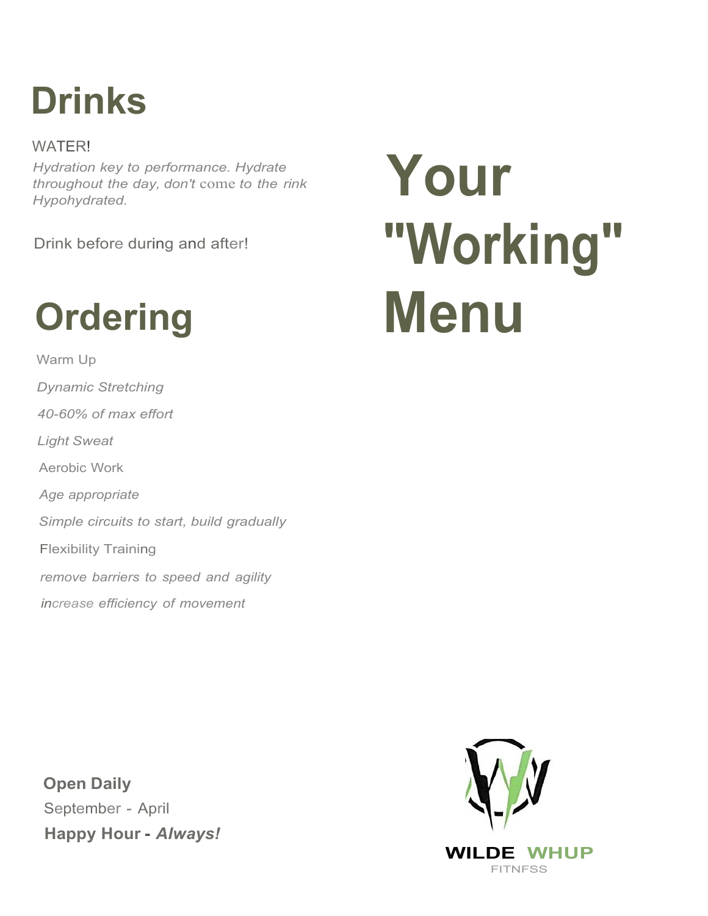# Your "Working" Menu

## Drinks

WATER!

*Hydration key to performance. Hydrate throughout the day, don't come to the rink Hypohydrated.*

Drink before during and after!

## Ordering

Warm Up

*Dynamic Stretching*

*40-60% of max effort*

*Light Sweat*

Aerobic Work

*Age appropriate*

*Simple circuits to start, build gradually*

Flexibility Training

*remove barriers to speed and agility*

*increase efficiency of movement*

**Open Daily**

September - April

**Happy Hour - *Always!***

WILDE WHUP

FITNFSS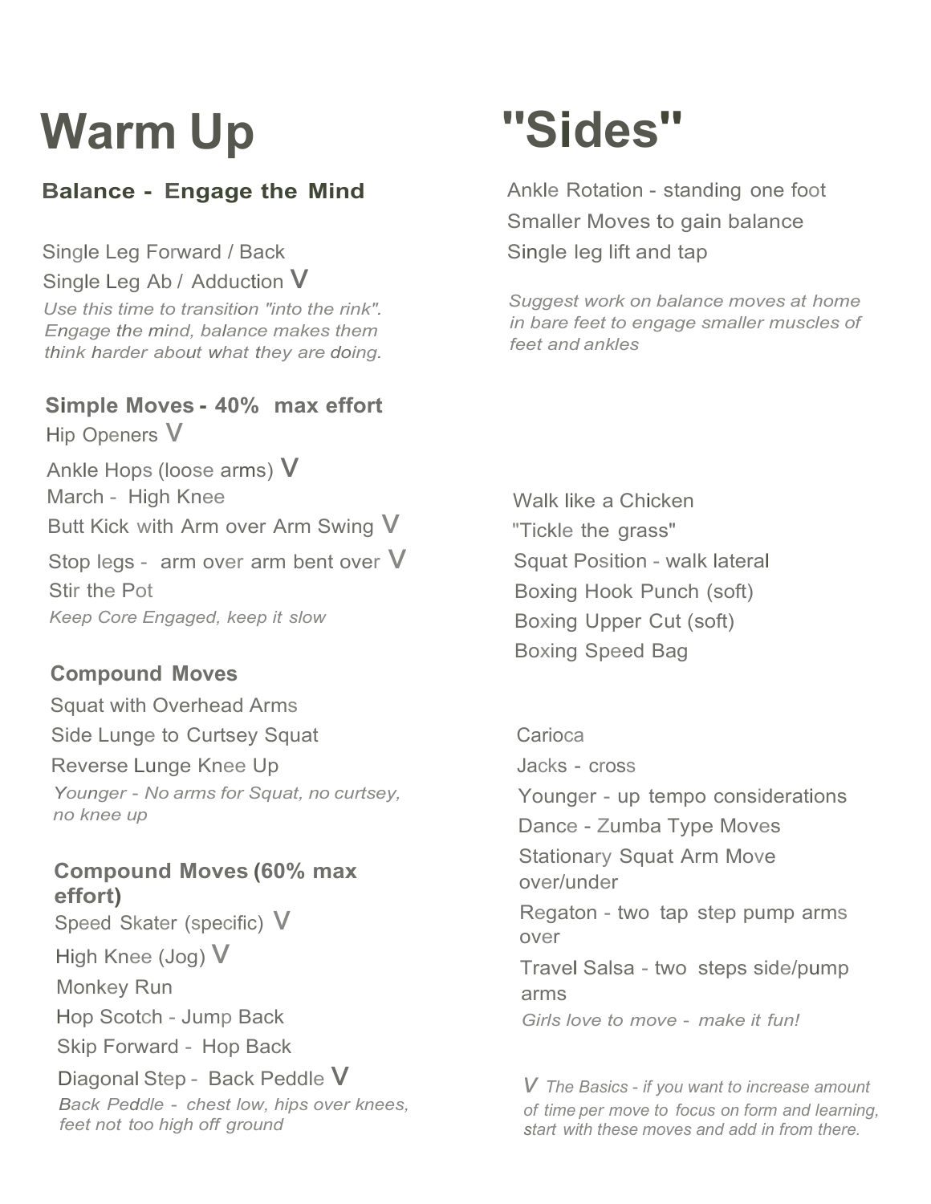# Warm Up

## Balance - Engage the Mind

Single Leg Forward / Back
Single Leg Ab / Adduction V
*Use this time to transition "into the rink". Engage the mind, balance makes them think harder about what they are doing.*

## Simple Moves - 40% max effort

Hip Openers V
Ankle Hops (loose arms) V
March - High Knee
Butt Kick with Arm over Arm Swing V
Stop legs - arm over arm bent over V
Stir the Pot
*Keep Core Engaged, keep it slow*

## Compound Moves

Squat with Overhead Arms
Side Lunge to Curtsey Squat
Reverse Lunge Knee Up
*Younger - No arms for Squat, no curtsey, no knee up*

## Compound Moves (60% max effort)

Speed Skater (specific) V
High Knee (Jog) V
Monkey Run
Hop Scotch - Jump Back
Skip Forward - Hop Back
Diagonal Step - Back Peddle V
*Back Peddle - chest low, hips over knees, feet not too high off ground*

# "Sides"

Ankle Rotation - standing one foot
Smaller Moves to gain balance
Single leg lift and tap

*Suggest work on balance moves at home in bare feet to engage smaller muscles of feet and ankles*

Walk like a Chicken
"Tickle the grass"
Squat Position - walk lateral
Boxing Hook Punch (soft)
Boxing Upper Cut (soft)
Boxing Speed Bag

Carioca
Jacks - cross
Younger - up tempo considerations
Dance - Zumba Type Moves
Stationary Squat Arm Move over/under
Regaton - two tap step pump arms over
Travel Salsa - two steps side/pump arms
*Girls love to move - make it fun!*

*V The Basics - if you want to increase amount of time per move to focus on form and learning, start with these moves and add in from there.*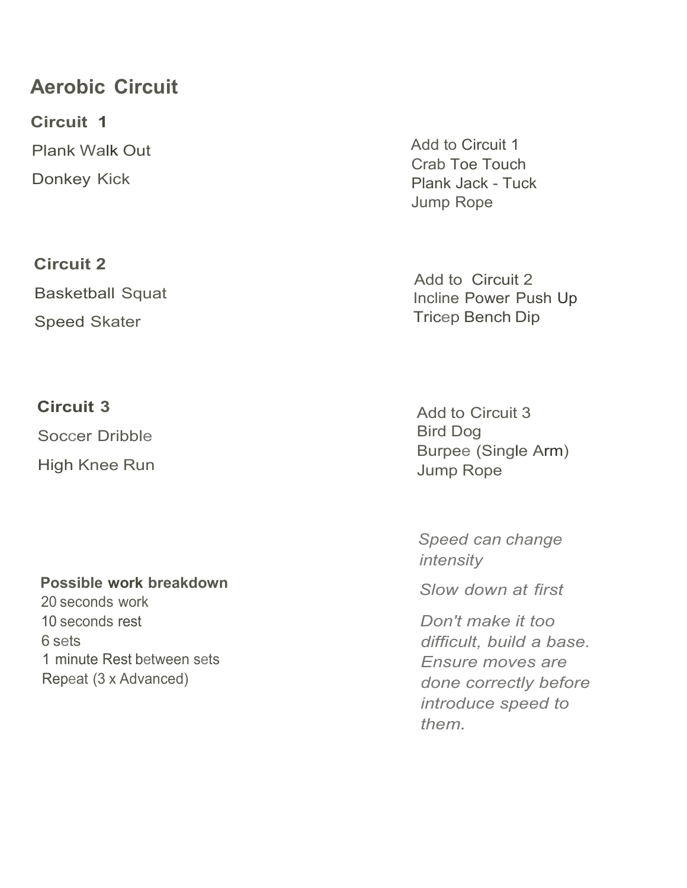# Aerobic Circuit

### Circuit 1

Plank Walk Out

Donkey Kick

Add to Circuit 1
Crab Toe Touch
Plank Jack - Tuck
Jump Rope

### Circuit 2

Basketball Squat

Speed Skater

Add to Circuit 2
Incline Power Push Up
Tricep Bench Dip

### Circuit 3

Soccer Dribble

High Knee Run

Add to Circuit 3
Bird Dog
Burpee (Single Arm)
Jump Rope

**Possible work breakdown**
20 seconds work
10 seconds rest
6 sets
1 minute Rest between sets
Repeat (3 x Advanced)

*Speed can change intensity*

*Slow down at first*

*Don't make it too difficult, build a base. Ensure moves are done correctly before introduce speed to them.*